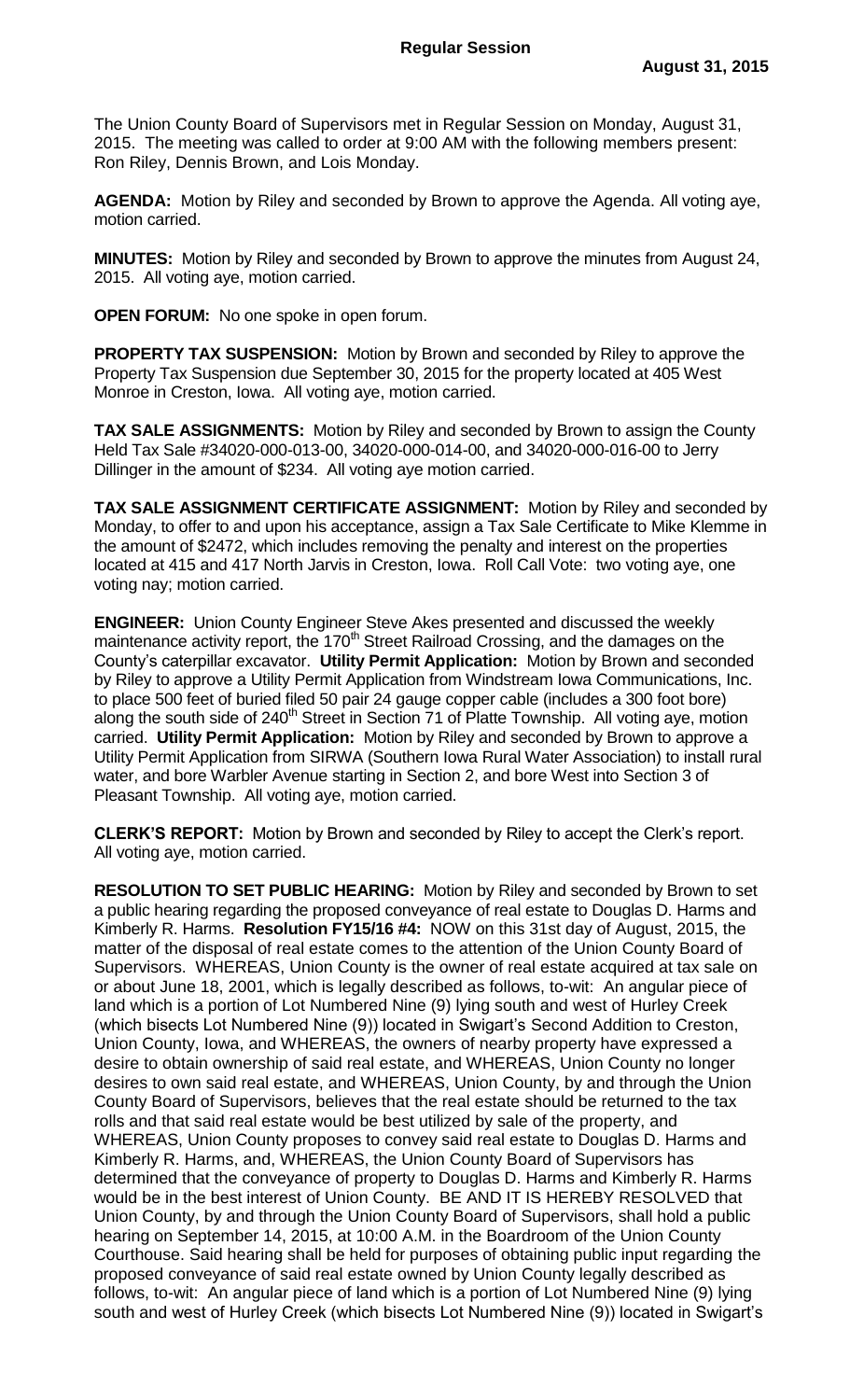**Regular Session**

**August 31, 2015**

The Union County Board of Supervisors met in Regular Session on Monday, August 31, 2015. The meeting was called to order at 9:00 AM with the following members present: Ron Riley, Dennis Brown, and Lois Monday.

**AGENDA:** Motion by Riley and seconded by Brown to approve the Agenda. All voting aye, motion carried.

**MINUTES:** Motion by Riley and seconded by Brown to approve the minutes from August 24, 2015. All voting aye, motion carried.

**OPEN FORUM:** No one spoke in open forum.

**PROPERTY TAX SUSPENSION:** Motion by Brown and seconded by Riley to approve the Property Tax Suspension due September 30, 2015 for the property located at 405 West Monroe in Creston, Iowa. All voting aye, motion carried.

**TAX SALE ASSIGNMENTS:** Motion by Riley and seconded by Brown to assign the County Held Tax Sale #34020-000-013-00, 34020-000-014-00, and 34020-000-016-00 to Jerry Dillinger in the amount of $234. All voting aye motion carried.

**TAX SALE ASSIGNMENT CERTIFICATE ASSIGNMENT:** Motion by Riley and seconded by Monday, to offer to and upon his acceptance, assign a Tax Sale Certificate to Mike Klemme in the amount of $2472, which includes removing the penalty and interest on the properties located at 415 and 417 North Jarvis in Creston, Iowa. Roll Call Vote: two voting aye, one voting nay; motion carried.

**ENGINEER:** Union County Engineer Steve Akes presented and discussed the weekly maintenance activity report, the 170th Street Railroad Crossing, and the damages on the County's caterpillar excavator. **Utility Permit Application:** Motion by Brown and seconded by Riley to approve a Utility Permit Application from Windstream Iowa Communications, Inc. to place 500 feet of buried filed 50 pair 24 gauge copper cable (includes a 300 foot bore) along the south side of 240th Street in Section 71 of Platte Township. All voting aye, motion carried. **Utility Permit Application:** Motion by Riley and seconded by Brown to approve a Utility Permit Application from SIRWA (Southern Iowa Rural Water Association) to install rural water, and bore Warbler Avenue starting in Section 2, and bore West into Section 3 of Pleasant Township. All voting aye, motion carried.

**CLERK'S REPORT:** Motion by Brown and seconded by Riley to accept the Clerk's report. All voting aye, motion carried.

**RESOLUTION TO SET PUBLIC HEARING:** Motion by Riley and seconded by Brown to set a public hearing regarding the proposed conveyance of real estate to Douglas D. Harms and Kimberly R. Harms. **Resolution FY15/16 #4:** NOW on this 31st day of August, 2015, the matter of the disposal of real estate comes to the attention of the Union County Board of Supervisors. WHEREAS, Union County is the owner of real estate acquired at tax sale on or about June 18, 2001, which is legally described as follows, to-wit: An angular piece of land which is a portion of Lot Numbered Nine (9) lying south and west of Hurley Creek (which bisects Lot Numbered Nine (9)) located in Swigart's Second Addition to Creston, Union County, Iowa, and WHEREAS, the owners of nearby property have expressed a desire to obtain ownership of said real estate, and WHEREAS, Union County no longer desires to own said real estate, and WHEREAS, Union County, by and through the Union County Board of Supervisors, believes that the real estate should be returned to the tax rolls and that said real estate would be best utilized by sale of the property, and WHEREAS, Union County proposes to convey said real estate to Douglas D. Harms and Kimberly R. Harms, and, WHEREAS, the Union County Board of Supervisors has determined that the conveyance of property to Douglas D. Harms and Kimberly R. Harms would be in the best interest of Union County. BE AND IT IS HEREBY RESOLVED that Union County, by and through the Union County Board of Supervisors, shall hold a public hearing on September 14, 2015, at 10:00 A.M. in the Boardroom of the Union County Courthouse. Said hearing shall be held for purposes of obtaining public input regarding the proposed conveyance of said real estate owned by Union County legally described as follows, to-wit: An angular piece of land which is a portion of Lot Numbered Nine (9) lying south and west of Hurley Creek (which bisects Lot Numbered Nine (9)) located in Swigart's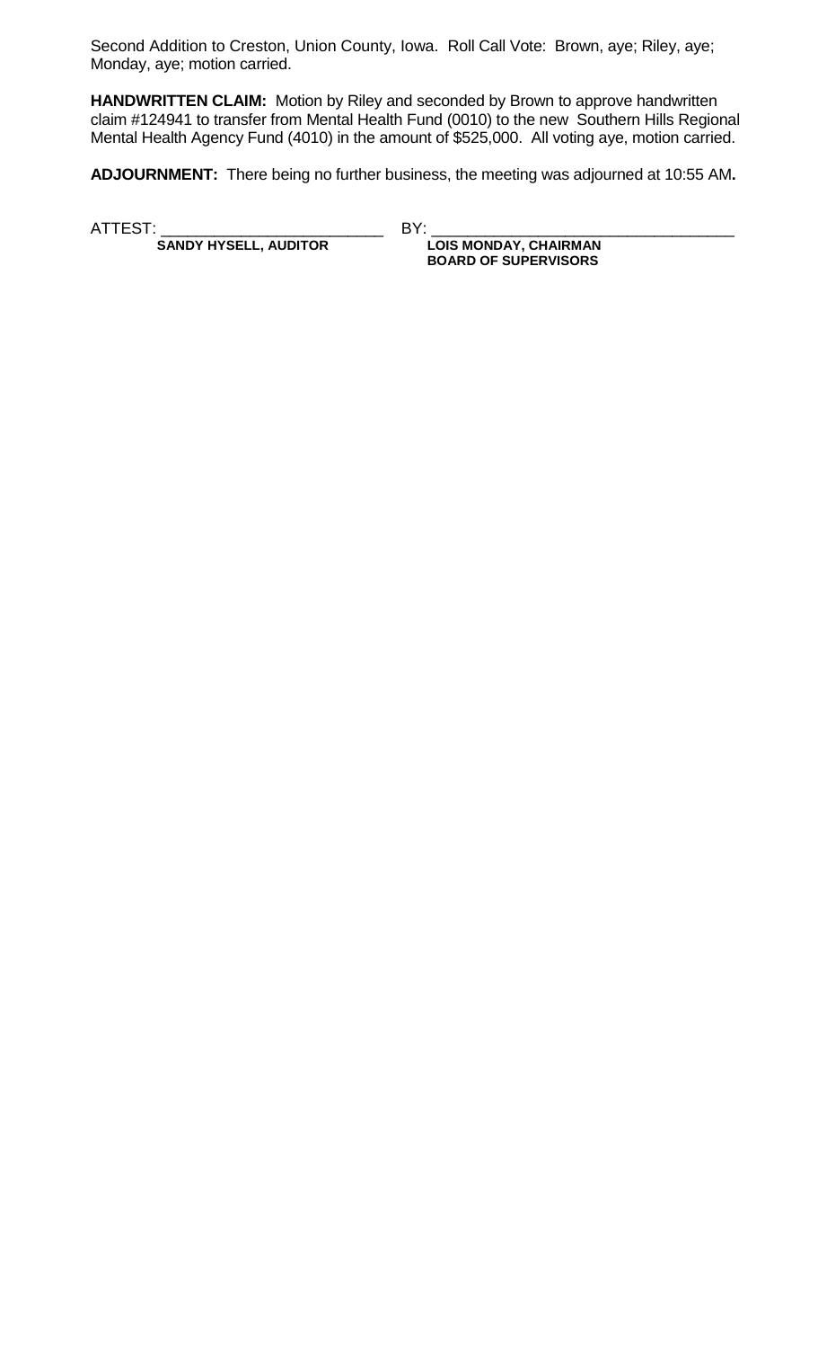Second Addition to Creston, Union County, Iowa. Roll Call Vote: Brown, aye; Riley, aye; Monday, aye; motion carried.

**HANDWRITTEN CLAIM:** Motion by Riley and seconded by Brown to approve handwritten claim #124941 to transfer from Mental Health Fund (0010) to the new Southern Hills Regional Mental Health Agency Fund (4010) in the amount of $525,000. All voting aye, motion carried.

**ADJOURNMENT:** There being no further business, the meeting was adjourned at 10:55 AM**.**

ATTEST: _________________________ BY: ___________________________________

**SANDY HYSELL, AUDITOR** **LOIS MONDAY, CHAIRMAN**
**BOARD OF SUPERVISORS**